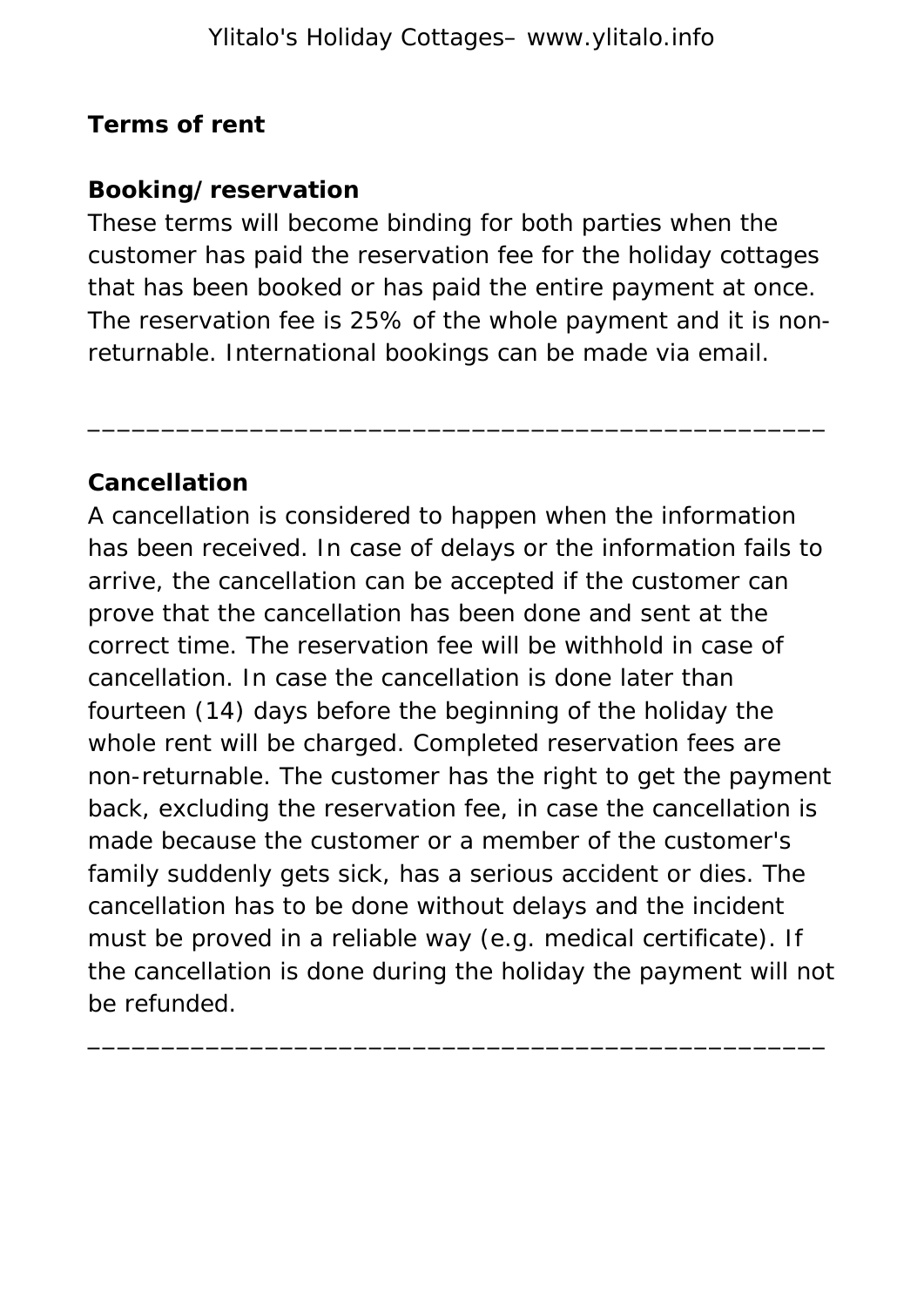## Terms of rent

### Booking/reservation

These terms will become binding for both parties when the customer has paid the reservation fee for the holiday cottages that has been booked or has paid the entire payment at once. The reservation fee is 25% of the whole payment and it is non-returnable. International bookings can be made via email.

---

### Cancellation

A cancellation is considered to happen when the information has been received. In case of delays or the information fails to arrive, the cancellation can be accepted if the customer can prove that the cancellation has been done and sent at the correct time. The reservation fee will be withhold in case of cancellation. In case the cancellation is done later than fourteen (14) days before the beginning of the holiday the whole rent will be charged. Completed reservation fees are non-returnable. The customer has the right to get the payment back, excluding the reservation fee, in case the cancellation is made because the customer or a member of the customer's family suddenly gets sick, has a serious accident or dies. The cancellation has to be done without delays and the incident must be proved in a reliable way (e.g. medical certificate). If the cancellation is done during the holiday the payment will not be refunded.

---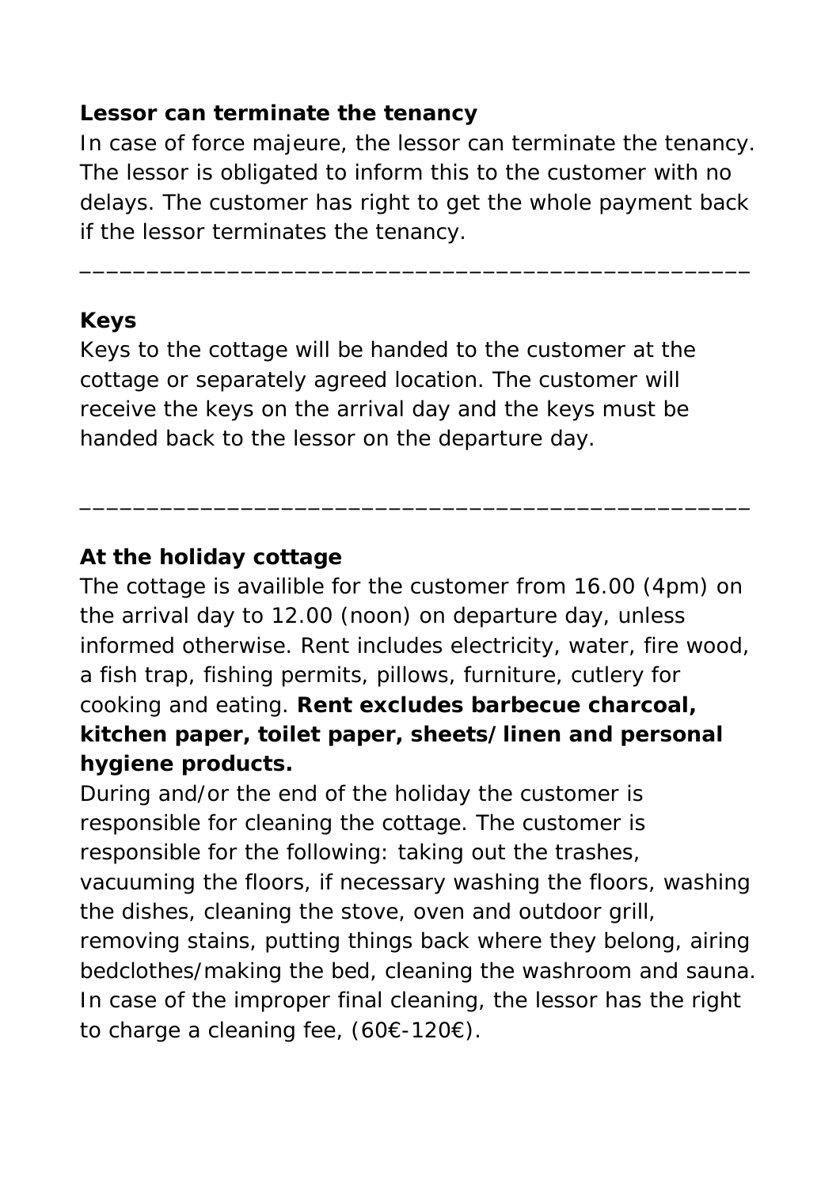**Lessor can terminate the tenancy**

In case of force majeure, the lessor can terminate the tenancy. The lessor is obligated to inform this to the customer with no delays. The customer has right to get the whole payment back if the lessor terminates the tenancy.

___________________________________________________

**Keys**

Keys to the cottage will be handed to the customer at the cottage or separately agreed location. The customer will receive the keys on the arrival day and the keys must be handed back to the lessor on the departure day.

___________________________________________________

**At the holiday cottage**

The cottage is availible for the customer from 16.00 (4pm) on the arrival day to 12.00 (noon) on departure day, unless informed otherwise. Rent includes electricity, water, fire wood, a fish trap, fishing permits, pillows, furniture, cutlery for cooking and eating. **Rent excludes barbecue charcoal, kitchen paper, toilet paper, sheets/linen and personal hygiene products.**

During and/or the end of the holiday the customer is responsible for cleaning the cottage. The customer is responsible for the following: taking out the trashes, vacuuming the floors, if necessary washing the floors, washing the dishes, cleaning the stove, oven and outdoor grill, removing stains, putting things back where they belong, airing bedclothes/making the bed, cleaning the washroom and sauna. In case of the improper final cleaning, the lessor has the right to charge a cleaning fee, (60€-120€).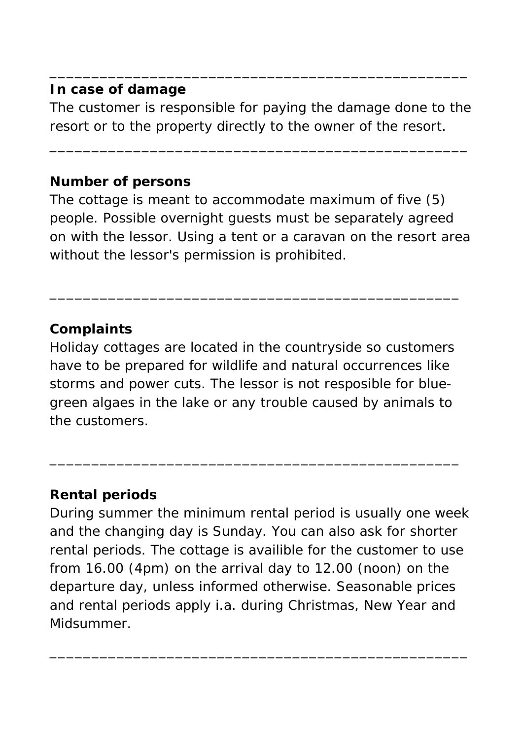---

**In case of damage**

The customer is responsible for paying the damage done to the resort or to the property directly to the owner of the resort.

---

**Number of persons**

The cottage is meant to accommodate maximum of five (5) people. Possible overnight guests must be separately agreed on with the lessor. Using a tent or a caravan on the resort area without the lessor's permission is prohibited.

---

**Complaints**

Holiday cottages are located in the countryside so customers have to be prepared for wildlife and natural occurrences like storms and power cuts. The lessor is not resposible for blue-green algaes in the lake or any trouble caused by animals to the customers.

---

**Rental periods**

During summer the minimum rental period is usually one week and the changing day is Sunday. You can also ask for shorter rental periods. The cottage is availible for the customer to use from 16.00 (4pm) on the arrival day to 12.00 (noon) on the departure day, unless informed otherwise. Seasonable prices and rental periods apply i.a. during Christmas, New Year and Midsummer.

---